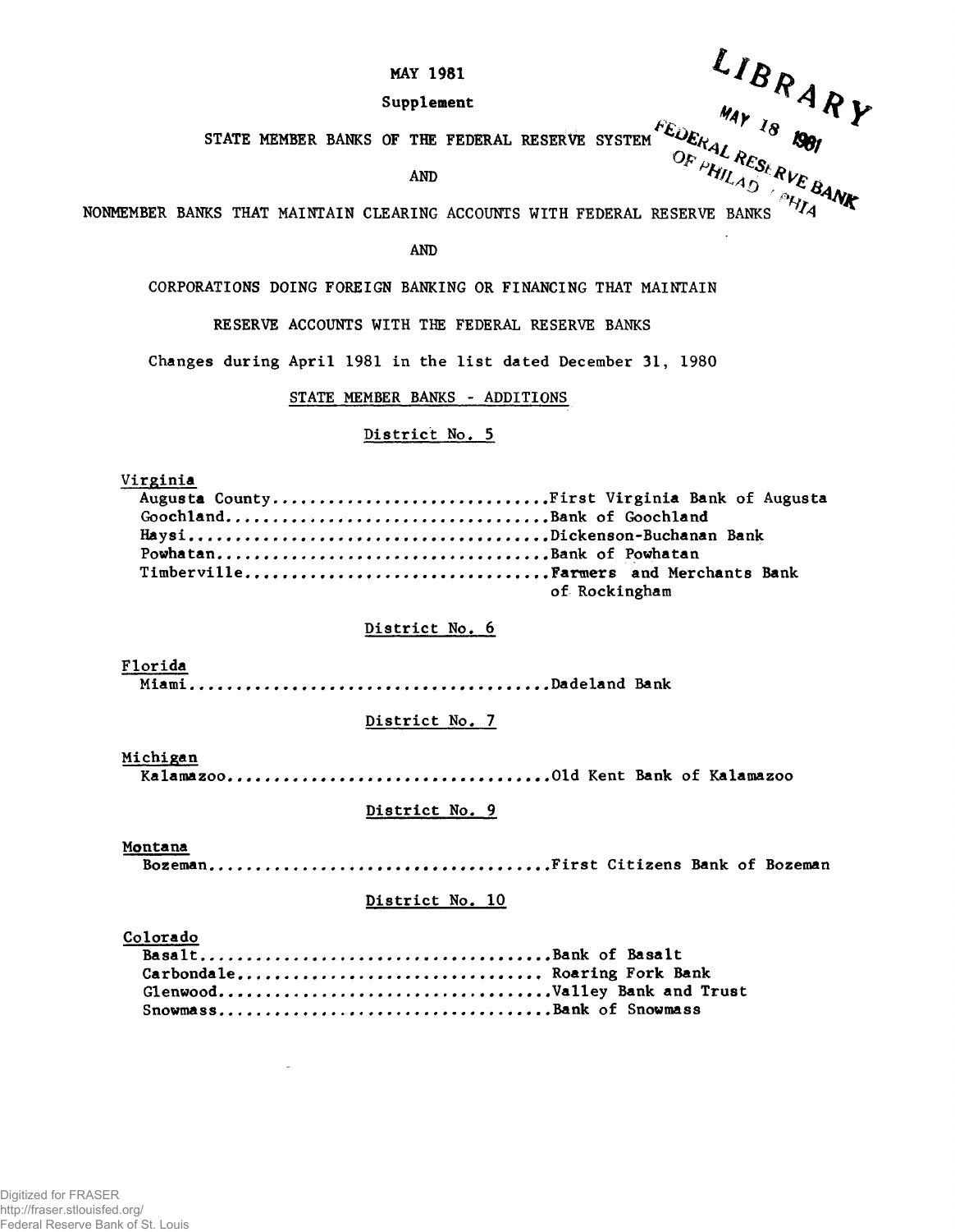MAY 1981

Supplement

STATE MEMBER BANKS OF THE FEDERAL RESERVE SYSTEM

AND

NONMEMBER BANKS THAT MAINTAIN CLEARING ACCOUNTS WITH FEDERAL RESERVE BANKS

AND

CORPORATIONS DOING FOREIGN BANKING OR FINANCING THAT MAINTAIN RESERVE ACCOUNTS WITH THE FEDERAL RESERVE BANKS

Changes during April 1981 in the list dated December 31, 1980

## STATE MEMBER BANKS - ADDITIONS

### District No. 5

**Virginia**

Augusta County..............................First Virginia Bank of Augusta
Goochland.................................Bank of Goochland
Haysi......................................Dickenson-Buchanan Bank
Powhatan..................................Bank of Powhatan
Timberville................................Farmers and Merchants Bank of Rockingham

### District No. 6

**Florida**

Miami.....................................Dadeland Bank

### District No. 7

**Michigan**

Kalamazoo.................................Old Kent Bank of Kalamazoo

### District No. 9

**Montana**

Bozeman...................................First Citizens Bank of Bozeman

### District No. 10

**Colorado**

Basalt.....................................Bank of Basalt
Carbondale................................Roaring Fork Bank
Glenwood..................................Valley Bank and Trust
Snowmass..................................Bank of Snowmass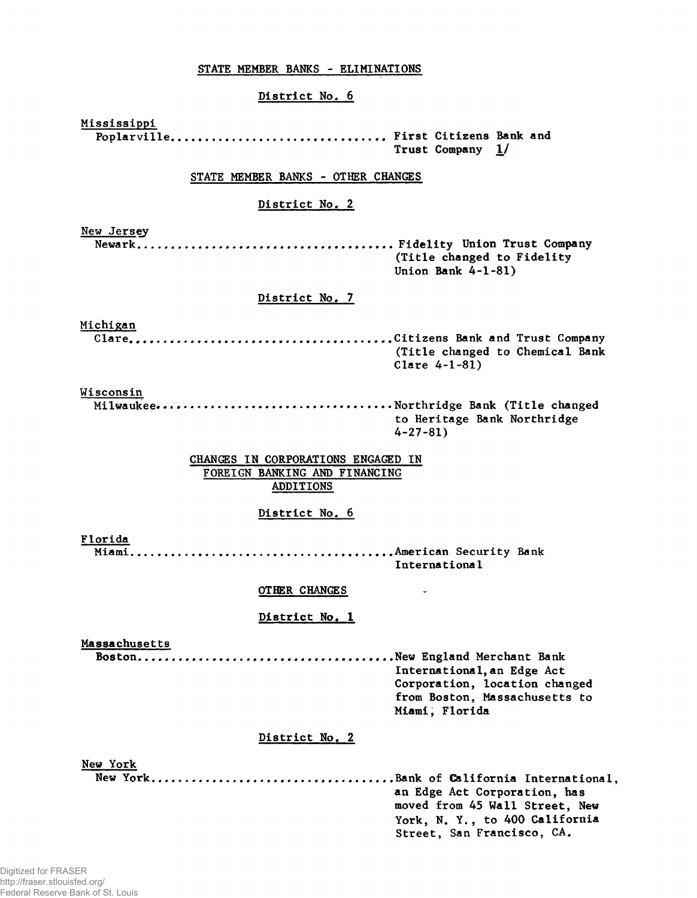## STATE MEMBER BANKS - ELIMINATIONS

### District No. 6

**Mississippi**

Poplarville................................ First Citizens Bank and Trust Company 1/

## STATE MEMBER BANKS - OTHER CHANGES

### District No. 2

**New Jersey**

Newark...................................... Fidelity Union Trust Company (Title changed to Fidelity Union Bank 4-1-81)

### District No. 7

**Michigan**

Clare.......................................Citizens Bank and Trust Company (Title changed to Chemical Bank Clare 4-1-81)

**Wisconsin**

Milwaukee...................................Northridge Bank (Title changed to Heritage Bank Northridge 4-27-81)

## CHANGES IN CORPORATIONS ENGAGED IN FOREIGN BANKING AND FINANCING ADDITIONS

### District No. 6

**Florida**

Miami.......................................American Security Bank International

## OTHER CHANGES

### District No. 1

**Massachusetts**

Boston......................................New England Merchant Bank International, an Edge Act Corporation, location changed from Boston, Massachusetts to Miami, Florida

### District No. 2

**New York**

New York....................................Bank of California International, an Edge Act Corporation, has moved from 45 Wall Street, New York, N. Y., to 400 California Street, San Francisco, CA.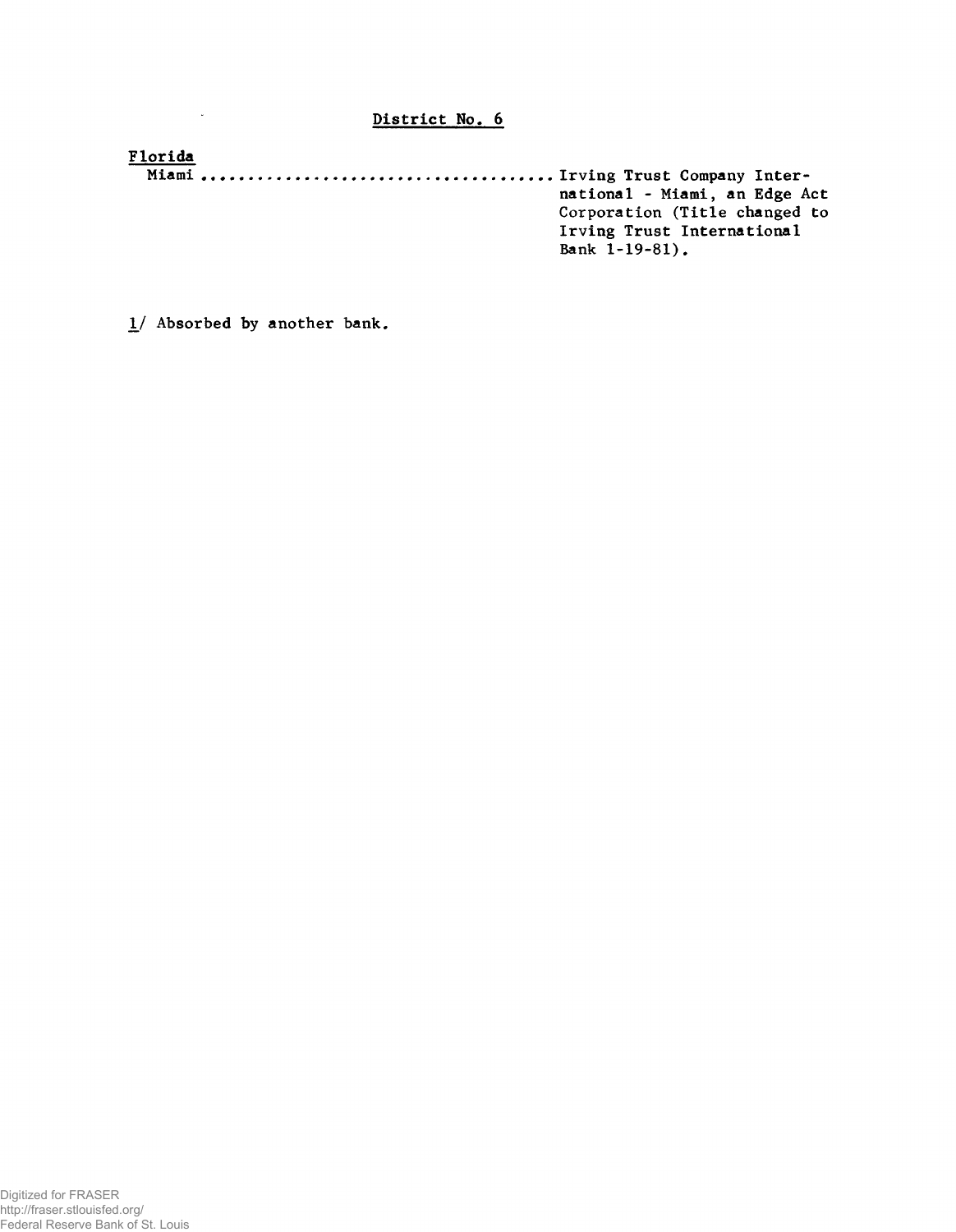## District No. 6

**Florida**

Miami ...................................... Irving Trust Company International - Miami, an Edge Act Corporation (Title changed to Irving Trust International Bank 1-19-81).

1/ Absorbed by another bank.